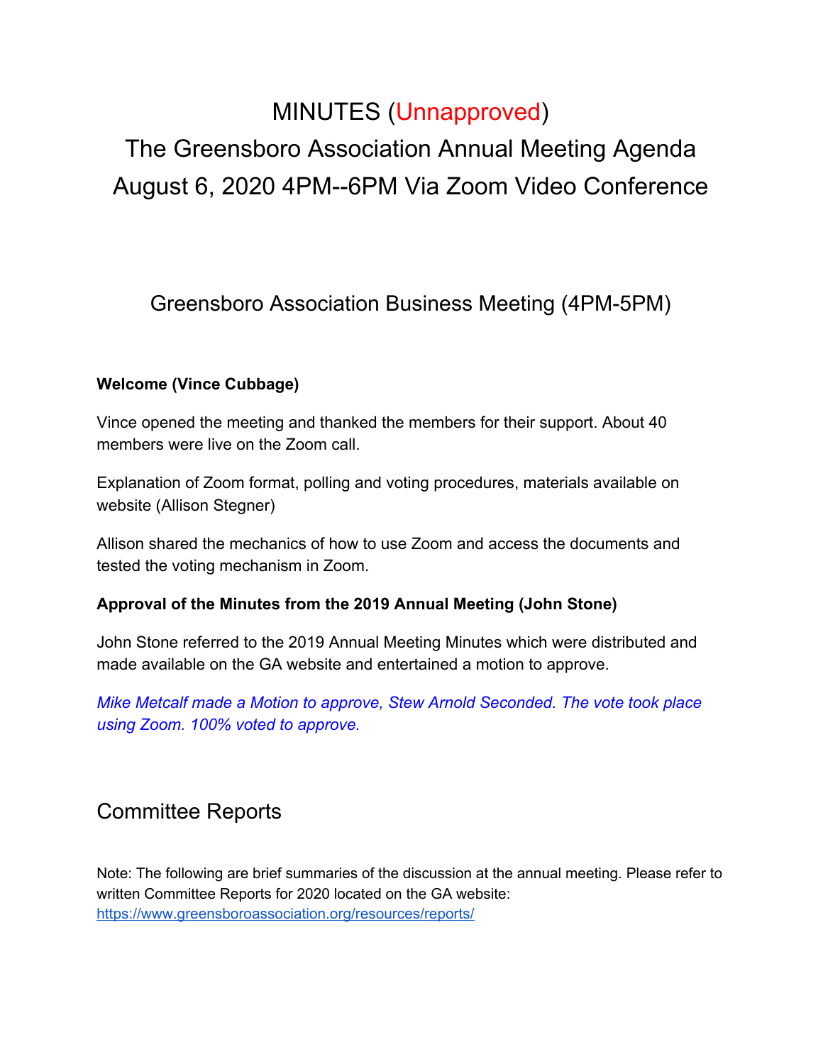# MINUTES (Unapproved)

# The Greensboro Association Annual Meeting Agenda

# August 6, 2020 4PM--6PM Via Zoom Video Conference

## Greensboro Association Business Meeting (4PM-5PM)

**Welcome (Vince Cubbage)**

Vince opened the meeting and thanked the members for their support. About 40 members were live on the Zoom call.

Explanation of Zoom format, polling and voting procedures, materials available on website (Allison Stegner)

Allison shared the mechanics of how to use Zoom and access the documents and tested the voting mechanism in Zoom.

**Approval of the Minutes from the 2019 Annual Meeting (John Stone)**

John Stone referred to the 2019 Annual Meeting Minutes which were distributed and made available on the GA website and entertained a motion to approve.

*Mike Metcalf made a Motion to approve, Stew Arnold Seconded. The vote took place using Zoom. 100% voted to approve.*

## Committee Reports

Note: The following are brief summaries of the discussion at the annual meeting. Please refer to written Committee Reports for 2020 located on the GA website: https://www.greensboroassociation.org/resources/reports/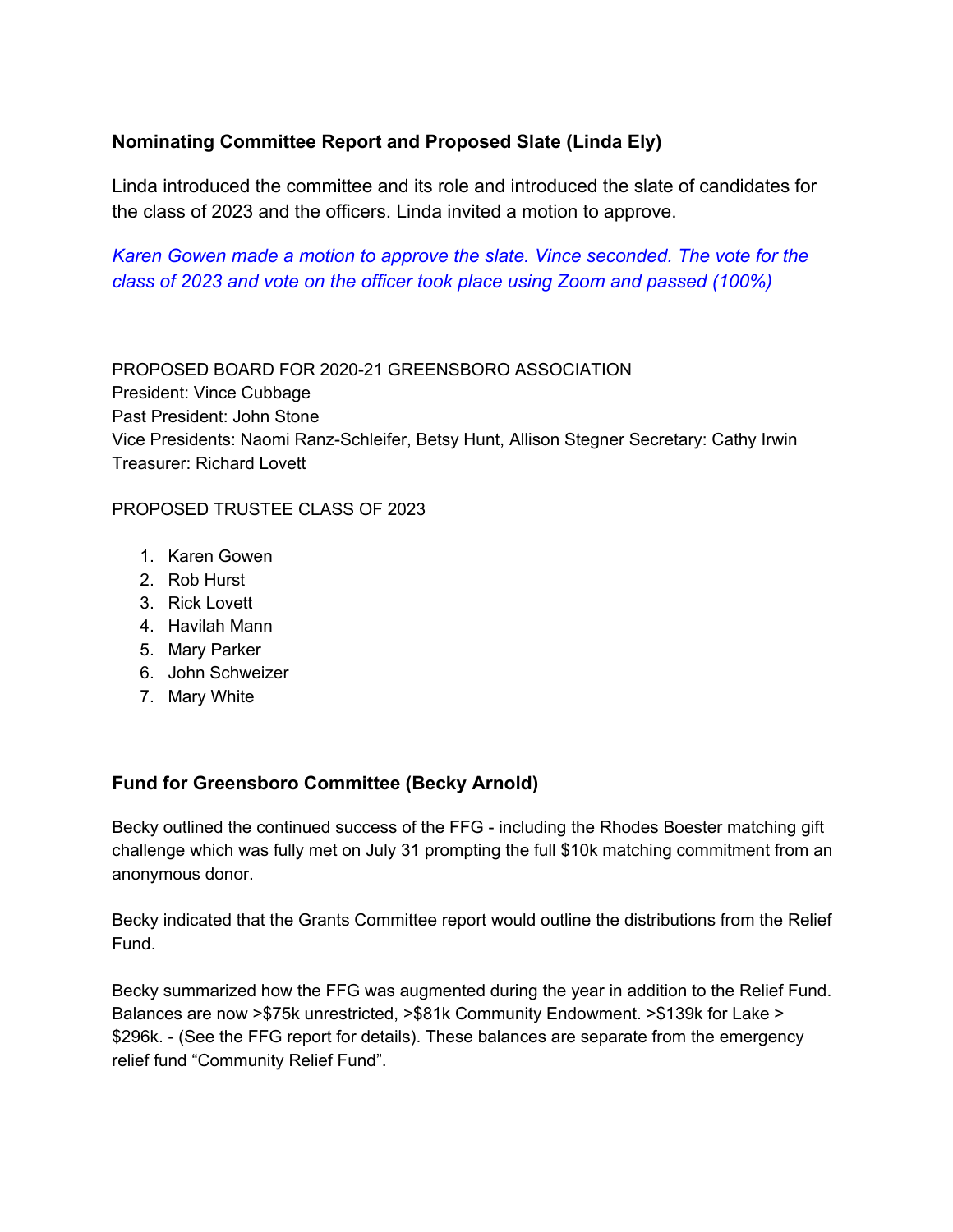### Nominating Committee Report and Proposed Slate (Linda Ely)

Linda introduced the committee and its role and introduced the slate of candidates for the class of 2023 and the officers. Linda invited a motion to approve.

*Karen Gowen made a motion to approve the slate. Vince seconded. The vote for the class of 2023 and vote on the officer took place using Zoom and passed (100%)*

PROPOSED BOARD FOR 2020-21 GREENSBORO ASSOCIATION
President: Vince Cubbage
Past President: John Stone
Vice Presidents: Naomi Ranz-Schleifer, Betsy Hunt, Allison Stegner Secretary: Cathy Irwin
Treasurer: Richard Lovett

PROPOSED TRUSTEE CLASS OF 2023

1. Karen Gowen
2. Rob Hurst
3. Rick Lovett
4. Havilah Mann
5. Mary Parker
6. John Schweizer
7. Mary White

### Fund for Greensboro Committee (Becky Arnold)

Becky outlined the continued success of the FFG - including the Rhodes Boester matching gift challenge which was fully met on July 31 prompting the full $10k matching commitment from an anonymous donor.

Becky indicated that the Grants Committee report would outline the distributions from the Relief Fund.

Becky summarized how the FFG was augmented during the year in addition to the Relief Fund. Balances are now >$75k unrestricted, >$81k Community Endowment. >$139k for Lake > $296k. - (See the FFG report for details). These balances are separate from the emergency relief fund "Community Relief Fund".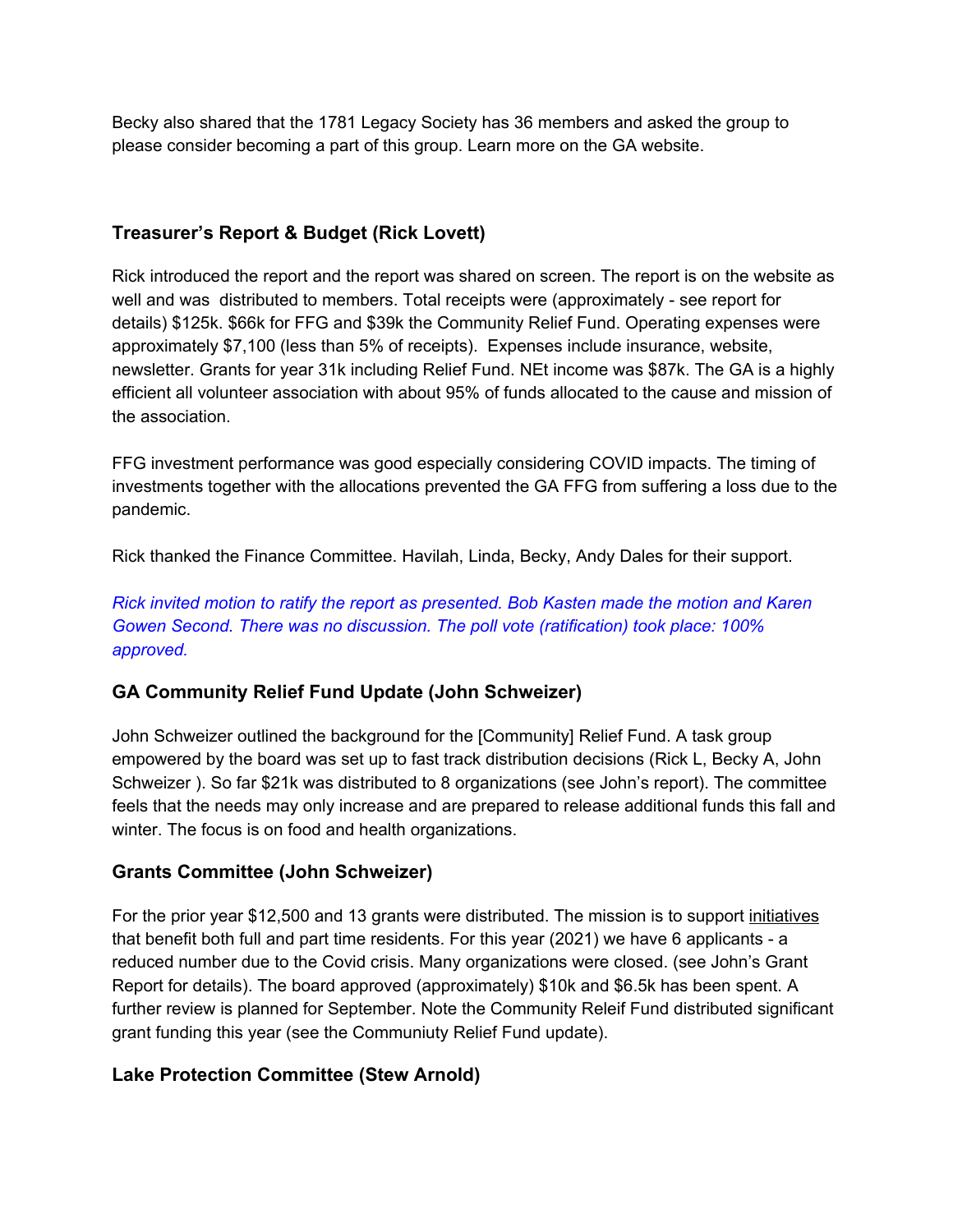Becky also shared that the 1781 Legacy Society has 36 members and asked the group to please consider becoming a part of this group. Learn more on the GA website.

### Treasurer's Report & Budget (Rick Lovett)

Rick introduced the report and the report was shared on screen. The report is on the website as well and was distributed to members. Total receipts were (approximately - see report for details) $125k. $66k for FFG and $39k the Community Relief Fund. Operating expenses were approximately $7,100 (less than 5% of receipts). Expenses include insurance, website, newsletter. Grants for year 31k including Relief Fund. NEt income was $87k. The GA is a highly efficient all volunteer association with about 95% of funds allocated to the cause and mission of the association.

FFG investment performance was good especially considering COVID impacts. The timing of investments together with the allocations prevented the GA FFG from suffering a loss due to the pandemic.

Rick thanked the Finance Committee. Havilah, Linda, Becky, Andy Dales for their support.

*Rick invited motion to ratify the report as presented. Bob Kasten made the motion and Karen Gowen Second. There was no discussion. The poll vote (ratification) took place: 100% approved.*

### GA Community Relief Fund Update (John Schweizer)

John Schweizer outlined the background for the [Community] Relief Fund. A task group empowered by the board was set up to fast track distribution decisions (Rick L, Becky A, John Schweizer ). So far $21k was distributed to 8 organizations (see John's report). The committee feels that the needs may only increase and are prepared to release additional funds this fall and winter. The focus is on food and health organizations.

### Grants Committee (John Schweizer)

For the prior year $12,500 and 13 grants were distributed. The mission is to support <u>initiatives</u> that benefit both full and part time residents. For this year (2021) we have 6 applicants - a reduced number due to the Covid crisis. Many organizations were closed. (see John's Grant Report for details). The board approved (approximately) $10k and $6.5k has been spent. A further review is planned for September. Note the Community Releif Fund distributed significant grant funding this year (see the Communiuty Relief Fund update).

### Lake Protection Committee (Stew Arnold)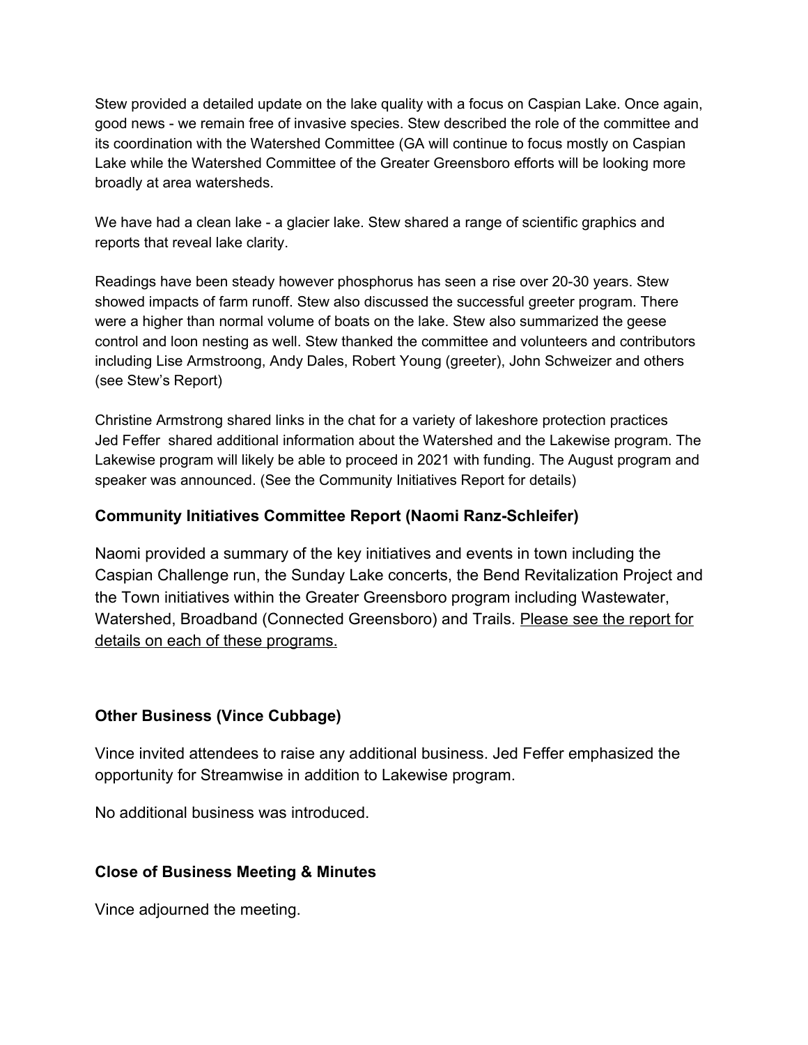Stew provided a detailed update on the lake quality with a focus on Caspian Lake. Once again, good news - we remain free of invasive species. Stew described the role of the committee and its coordination with the Watershed Committee (GA will continue to focus mostly on Caspian Lake while the Watershed Committee of the Greater Greensboro efforts will be looking more broadly at area watersheds.

We have had a clean lake - a glacier lake. Stew shared a range of scientific graphics and reports that reveal lake clarity.

Readings have been steady however phosphorus has seen a rise over 20-30 years. Stew showed impacts of farm runoff. Stew also discussed the successful greeter program. There were a higher than normal volume of boats on the lake. Stew also summarized the geese control and loon nesting as well. Stew thanked the committee and volunteers and contributors including Lise Armstroong, Andy Dales, Robert Young (greeter), John Schweizer and others (see Stew's Report)

Christine Armstrong shared links in the chat for a variety of lakeshore protection practices
Jed Feffer shared additional information about the Watershed and the Lakewise program. The Lakewise program will likely be able to proceed in 2021 with funding. The August program and speaker was announced. (See the Community Initiatives Report for details)

### Community Initiatives Committee Report (Naomi Ranz-Schleifer)

Naomi provided a summary of the key initiatives and events in town including the Caspian Challenge run, the Sunday Lake concerts, the Bend Revitalization Project and the Town initiatives within the Greater Greensboro program including Wastewater, Watershed, Broadband (Connected Greensboro) and Trails. Please see the report for details on each of these programs.

### Other Business (Vince Cubbage)

Vince invited attendees to raise any additional business. Jed Feffer emphasized the opportunity for Streamwise in addition to Lakewise program.

No additional business was introduced.

### Close of Business Meeting & Minutes

Vince adjourned the meeting.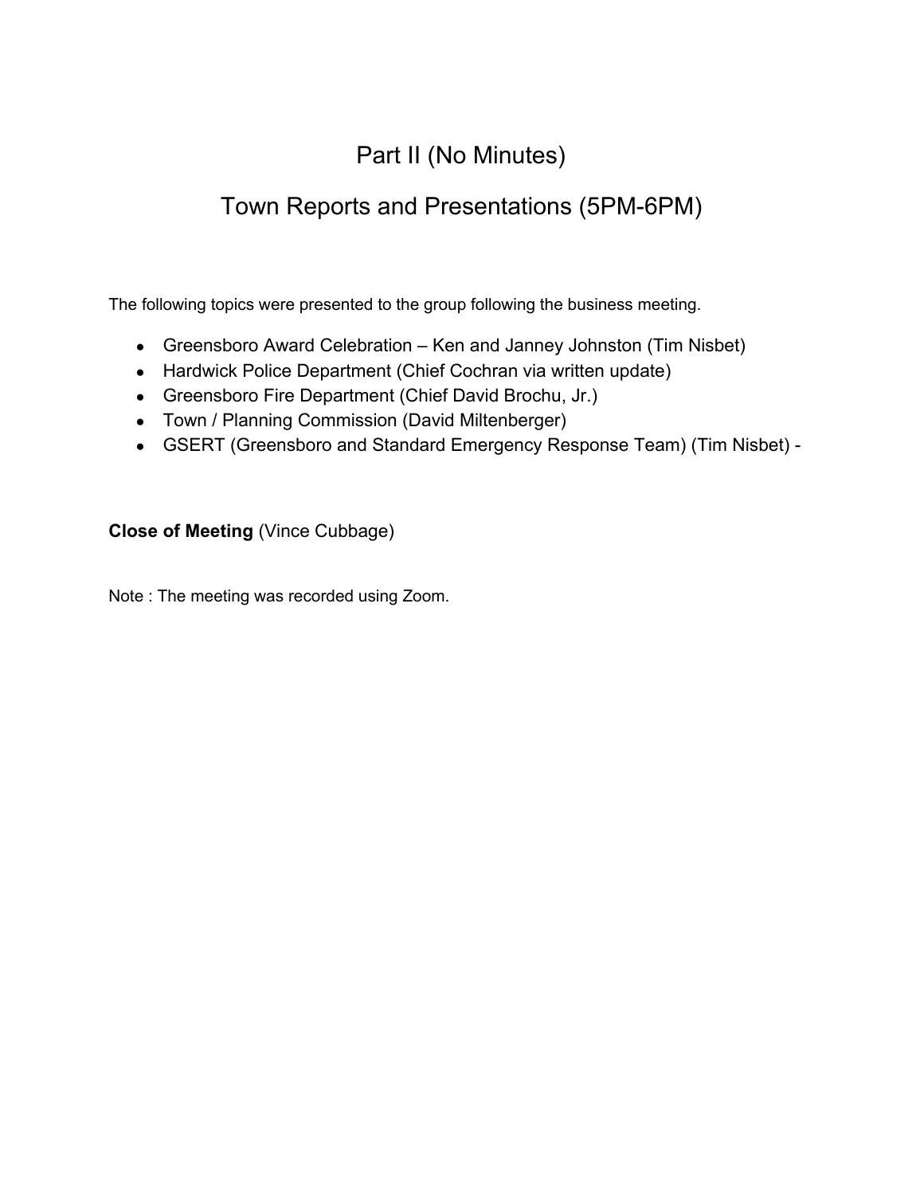# Part II (No Minutes)

# Town Reports and Presentations (5PM-6PM)

The following topics were presented to the group following the business meeting.

- Greensboro Award Celebration – Ken and Janney Johnston (Tim Nisbet)
- Hardwick Police Department (Chief Cochran via written update)
- Greensboro Fire Department (Chief David Brochu, Jr.)
- Town / Planning Commission (David Miltenberger)
- GSERT (Greensboro and Standard Emergency Response Team) (Tim Nisbet) -

**Close of Meeting** (Vince Cubbage)

Note : The meeting was recorded using Zoom.